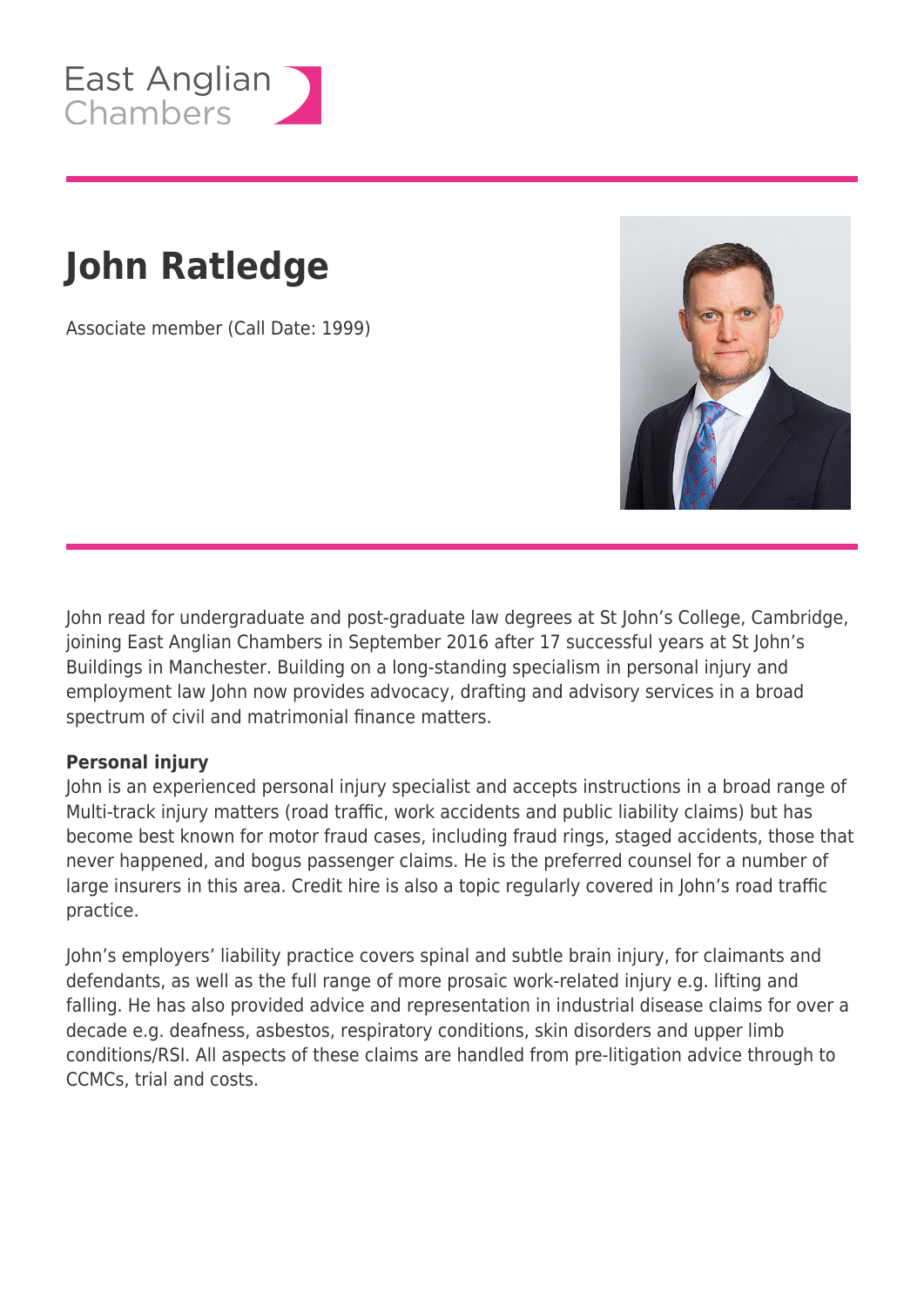East Anglian Chambers

# John Ratledge

Associate member (Call Date: 1999)

John read for undergraduate and post-graduate law degrees at St John's College, Cambridge, joining East Anglian Chambers in September 2016 after 17 successful years at St John's Buildings in Manchester. Building on a long-standing specialism in personal injury and employment law John now provides advocacy, drafting and advisory services in a broad spectrum of civil and matrimonial finance matters.

**Personal injury**

John is an experienced personal injury specialist and accepts instructions in a broad range of Multi-track injury matters (road traffic, work accidents and public liability claims) but has become best known for motor fraud cases, including fraud rings, staged accidents, those that never happened, and bogus passenger claims. He is the preferred counsel for a number of large insurers in this area. Credit hire is also a topic regularly covered in John's road traffic practice.

John's employers' liability practice covers spinal and subtle brain injury, for claimants and defendants, as well as the full range of more prosaic work-related injury e.g. lifting and falling. He has also provided advice and representation in industrial disease claims for over a decade e.g. deafness, asbestos, respiratory conditions, skin disorders and upper limb conditions/RSI. All aspects of these claims are handled from pre-litigation advice through to CCMCs, trial and costs.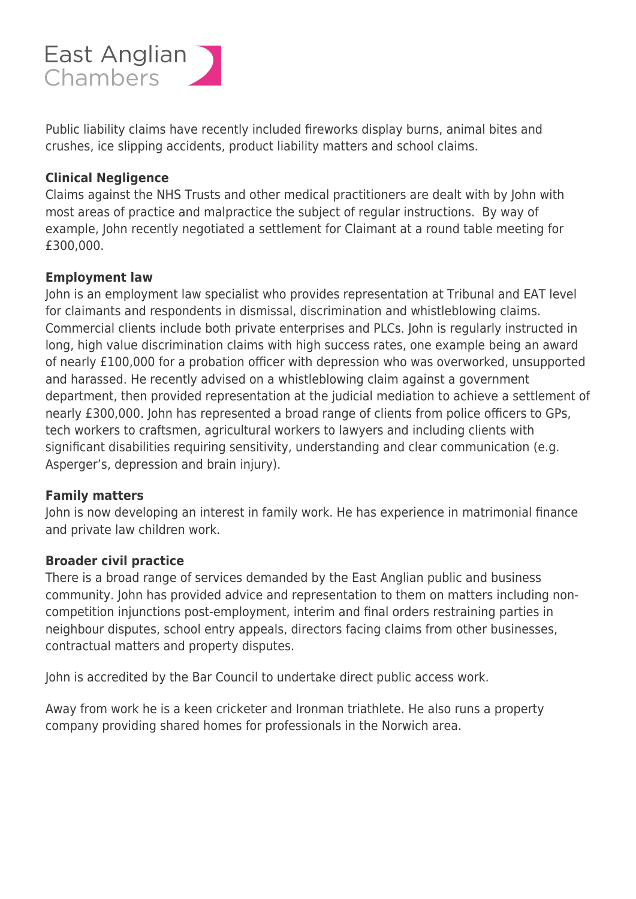Public liability claims have recently included fireworks display burns, animal bites and crushes, ice slipping accidents, product liability matters and school claims.

**Clinical Negligence**

Claims against the NHS Trusts and other medical practitioners are dealt with by John with most areas of practice and malpractice the subject of regular instructions. By way of example, John recently negotiated a settlement for Claimant at a round table meeting for £300,000.

**Employment law**

John is an employment law specialist who provides representation at Tribunal and EAT level for claimants and respondents in dismissal, discrimination and whistleblowing claims. Commercial clients include both private enterprises and PLCs. John is regularly instructed in long, high value discrimination claims with high success rates, one example being an award of nearly £100,000 for a probation officer with depression who was overworked, unsupported and harassed. He recently advised on a whistleblowing claim against a government department, then provided representation at the judicial mediation to achieve a settlement of nearly £300,000. John has represented a broad range of clients from police officers to GPs, tech workers to craftsmen, agricultural workers to lawyers and including clients with significant disabilities requiring sensitivity, understanding and clear communication (e.g. Asperger's, depression and brain injury).

**Family matters**

John is now developing an interest in family work. He has experience in matrimonial finance and private law children work.

**Broader civil practice**

There is a broad range of services demanded by the East Anglian public and business community. John has provided advice and representation to them on matters including non-competition injunctions post-employment, interim and final orders restraining parties in neighbour disputes, school entry appeals, directors facing claims from other businesses, contractual matters and property disputes.

John is accredited by the Bar Council to undertake direct public access work.

Away from work he is a keen cricketer and Ironman triathlete. He also runs a property company providing shared homes for professionals in the Norwich area.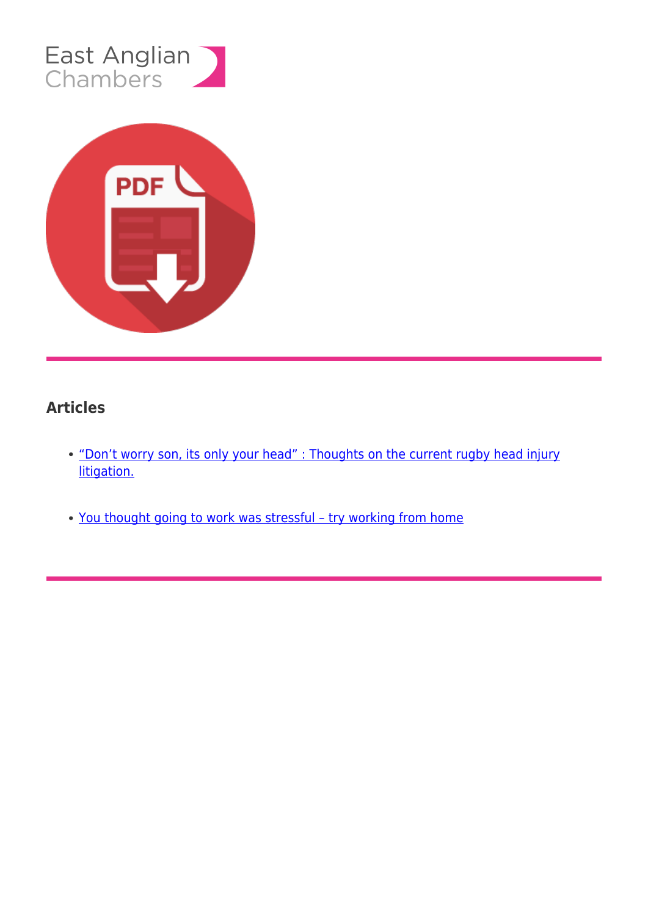## Articles

- "Don't worry son, its only your head" : Thoughts on the current rugby head injury litigation.
- You thought going to work was stressful – try working from home